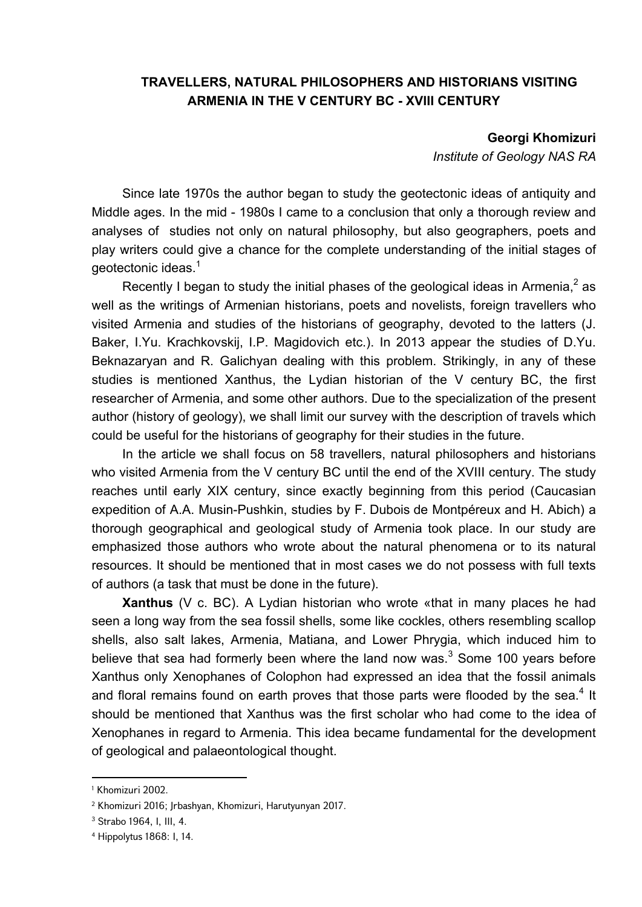# TRAVELLERS, NATURAL PHILOSOPHERS AND HISTORIANS VISITING ARMENIA IN THE V CENTURY BC - XVIII CENTURY

**Georgi Khomizuri**

*Institute of Geology NAS RA*

Since late 1970s the author began to study the geotectonic ideas of antiquity and Middle ages. In the mid - 1980s I came to a conclusion that only a thorough review and analyses of studies not only on natural philosophy, but also geographers, poets and play writers could give a chance for the complete understanding of the initial stages of geotectonic ideas.[1]

Recently I began to study the initial phases of the geological ideas in Armenia,[2] as well as the writings of Armenian historians, poets and novelists, foreign travellers who visited Armenia and studies of the historians of geography, devoted to the latters (J. Baker, I.Yu. Krachkovskij, I.P. Magidovich etc.). In 2013 appear the studies of D.Yu. Beknazaryan and R. Galichyan dealing with this problem. Strikingly, in any of these studies is mentioned Xanthus, the Lydian historian of the V century BC, the first researcher of Armenia, and some other authors. Due to the specialization of the present author (history of geology), we shall limit our survey with the description of travels which could be useful for the historians of geography for their studies in the future.

In the article we shall focus on 58 travellers, natural philosophers and historians who visited Armenia from the V century BC until the end of the XVIII century. The study reaches until early XIX century, since exactly beginning from this period (Caucasian expedition of A.A. Musin-Pushkin, studies by F. Dubois de Montpéreux and H. Abich) a thorough geographical and geological study of Armenia took place. In our study are emphasized those authors who wrote about the natural phenomena or to its natural resources. It should be mentioned that in most cases we do not possess with full texts of authors (a task that must be done in the future).

**Xanthus** (V c. BC). A Lydian historian who wrote «that in many places he had seen a long way from the sea fossil shells, some like cockles, others resembling scallop shells, also salt lakes, Armenia, Matiana, and Lower Phrygia, which induced him to believe that sea had formerly been where the land now was.[3] Some 100 years before Xanthus only Xenophanes of Colophon had expressed an idea that the fossil animals and floral remains found on earth proves that those parts were flooded by the sea.[4] It should be mentioned that Xanthus was the first scholar who had come to the idea of Xenophanes in regard to Armenia. This idea became fundamental for the development of geological and palaeontological thought.

---

[1] Khomizuri 2002.

[2] Khomizuri 2016; Jrbashyan, Khomizuri, Harutyunyan 2017.

[3] Strabo 1964, I, III, 4.

[4] Hippolytus 1868: I, 14.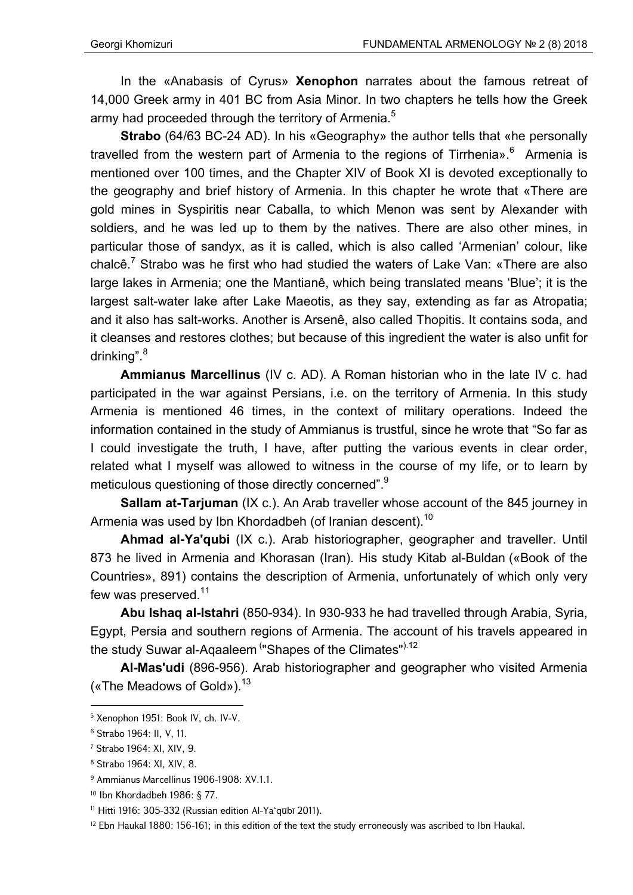In the «Anabasis of Cyrus» **Xenophon** narrates about the famous retreat of 14,000 Greek army in 401 BC from Asia Minor. In two chapters he tells how the Greek army had proceeded through the territory of Armenia.[5]

**Strabo** (64/63 BC-24 AD). In his «Geography» the author tells that «he personally travelled from the western part of Armenia to the regions of Tirrhenia».[6] Armenia is mentioned over 100 times, and the Chapter XIV of Book XI is devoted exceptionally to the geography and brief history of Armenia. In this chapter he wrote that «There are gold mines in Syspiritis near Caballa, to which Menon was sent by Alexander with soldiers, and he was led up to them by the natives. There are also other mines, in particular those of sandyx, as it is called, which is also called 'Armenian' colour, like chalcê.[7] Strabo was he first who had studied the waters of Lake Van: «There are also large lakes in Armenia; one the Mantianê, which being translated means 'Blue'; it is the largest salt-water lake after Lake Maeotis, as they say, extending as far as Atropatia; and it also has salt-works. Another is Arsenê, also called Thopitis. It contains soda, and it cleanses and restores clothes; but because of this ingredient the water is also unfit for drinking".[8]

**Ammianus Marcellinus** (IV c. AD). A Roman historian who in the late IV c. had participated in the war against Persians, i.e. on the territory of Armenia. In this study Armenia is mentioned 46 times, in the context of military operations. Indeed the information contained in the study of Ammianus is trustful, since he wrote that "So far as I could investigate the truth, I have, after putting the various events in clear order, related what I myself was allowed to witness in the course of my life, or to learn by meticulous questioning of those directly concerned".[9]

**Sallam at-Tarjuman** (IX c.). An Arab traveller whose account of the 845 journey in Armenia was used by Ibn Khordadbeh (of Iranian descent).[10]

**Ahmad al-Ya'qubi** (IX c.). Arab historiographer, geographer and traveller. Until 873 he lived in Armenia and Khorasan (Iran). His study Kitab al-Buldan («Book of the Countries», 891) contains the description of Armenia, unfortunately of which only very few was preserved.[11]

**Abu Ishaq al-Istahri** (850-934). In 930-933 he had travelled through Arabia, Syria, Egypt, Persia and southern regions of Armenia. The account of his travels appeared in the study Suwar al-Aqaaleem ("Shapes of the Climates").[12]

**Al-Mas'udi** (896-956). Arab historiographer and geographer who visited Armenia («The Meadows of Gold»).[13]

---

[5] Xenophon 1951: Book IV, ch. IV-V.

[6] Strabo 1964: II, V, 11.

[7] Strabo 1964: XI, XIV, 9.

[8] Strabo 1964: XI, XIV, 8.

[9] Ammianus Marcellinus 1906-1908: XV.1.1.

[10] Ibn Khordadbeh 1986: § 77.

[11] Hitti 1916: 305-332 (Russian edition Al-Ya'qūbī 2011).

[12] Ebn Haukal 1880: 156-161; in this edition of the text the study erroneously was ascribed to Ibn Haukal.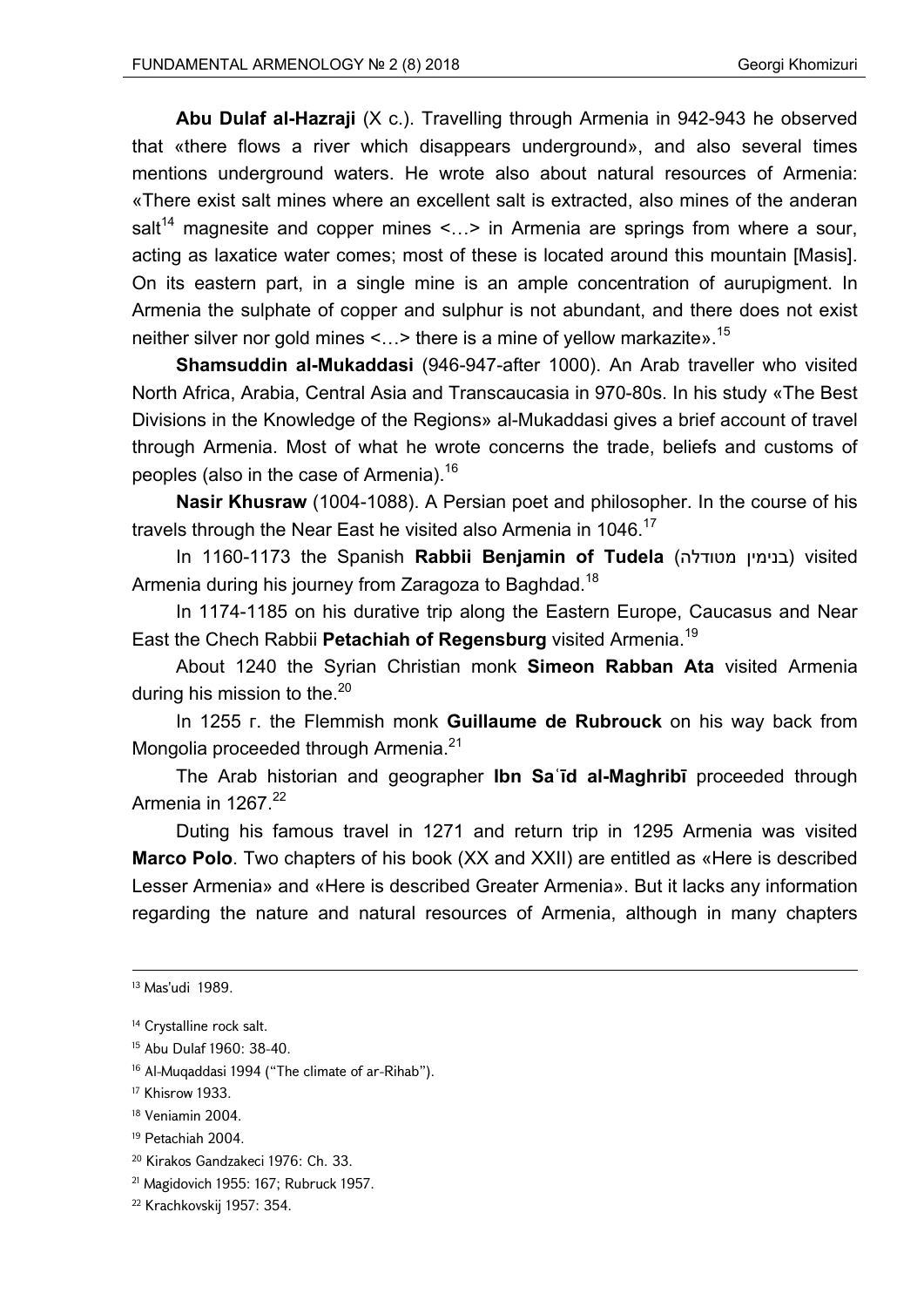**Abu Dulaf al-Hazraji** (X c.). Travelling through Armenia in 942-943 he observed that «there flows a river which disappears underground», and also several times mentions underground waters. He wrote also about natural resources of Armenia: «There exist salt mines where an excellent salt is extracted, also mines of the anderan salt[14] magnesite and copper mines <…> in Armenia are springs from where a sour, acting as laxatice water comes; most of these is located around this mountain [Masis]. On its eastern part, in a single mine is an ample concentration of aurupigment. In Armenia the sulphate of copper and sulphur is not abundant, and there does not exist neither silver nor gold mines <…> there is a mine of yellow markazite».[15]

**Shamsuddin al-Mukaddasi** (946-947-after 1000). An Arab traveller who visited North Africa, Arabia, Central Asia and Transcaucasia in 970-80s. In his study «The Best Divisions in the Knowledge of the Regions» al-Mukaddasi gives a brief account of travel through Armenia. Most of what he wrote concerns the trade, beliefs and customs of peoples (also in the case of Armenia).[16]

**Nasir Khusraw** (1004-1088). A Persian poet and philosopher. In the course of his travels through the Near East he visited also Armenia in 1046.[17]

In 1160-1173 the Spanish **Rabbii Benjamin of Tudela** (בנימין מטודלה) visited Armenia during his journey from Zaragoza to Baghdad.[18]

In 1174-1185 on his durative trip along the Eastern Europe, Caucasus and Near East the Chech Rabbii **Petachiah of Regensburg** visited Armenia.[19]

About 1240 the Syrian Christian monk **Simeon Rabban Ata** visited Armenia during his mission to the.[20]

In 1255 г. the Flemmish monk **Guillaume de Rubrouck** on his way back from Mongolia proceeded through Armenia.[21]

The Arab historian and geographer **Ibn Saʿīd al-Maghribī** proceeded through Armenia in 1267.[22]

Duting his famous travel in 1271 and return trip in 1295 Armenia was visited **Marco Polo**. Two chapters of his book (XX and XXII) are entitled as «Here is described Lesser Armenia» and «Here is described Greater Armenia». But it lacks any information regarding the nature and natural resources of Armenia, although in many chapters

---

[13] Mas'udi 1989.

[14] Crystalline rock salt.

[15] Abu Dulaf 1960: 38-40.

[16] Al-Muqaddasi 1994 ("The climate of ar-Rihab").

[17] Khisrow 1933.

[18] Veniamin 2004.

[19] Petachiah 2004.

[20] Kirakos Gandzakeci 1976: Ch. 33.

[21] Magidovich 1955: 167; Rubruck 1957.

[22] Krachkovskij 1957: 354.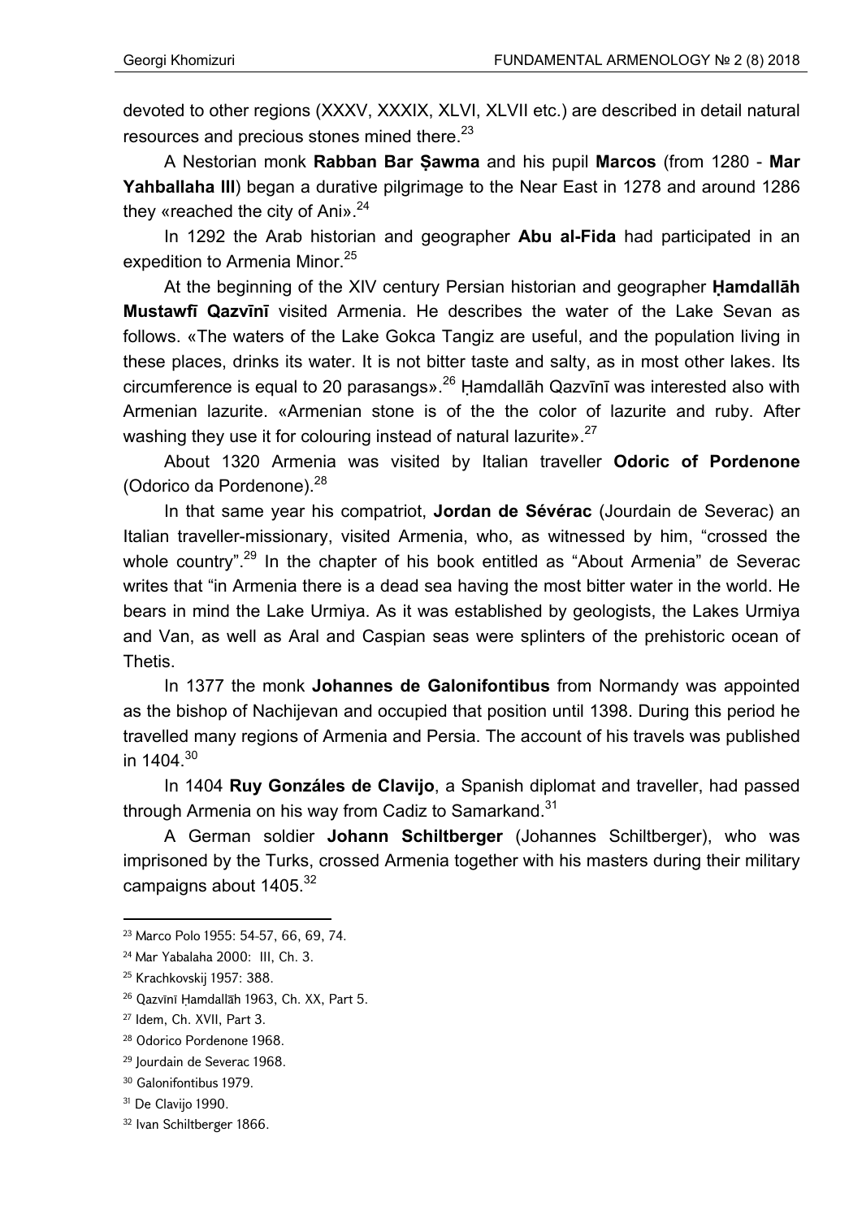devoted to other regions (XXXV, XXXIX, XLVI, XLVII etc.) are described in detail natural resources and precious stones mined there.[23]

A Nestorian monk **Rabban Bar Ṣawma** and his pupil **Marcos** (from 1280 - **Mar Yahballaha III**) began a durative pilgrimage to the Near East in 1278 and around 1286 they «reached the city of Ani».[24]

In 1292 the Arab historian and geographer **Abu al-Fida** had participated in an expedition to Armenia Minor.[25]

At the beginning of the XIV century Persian historian and geographer **Ḥamdallāh Mustawfī Qazvīnī** visited Armenia. He describes the water of the Lake Sevan as follows. «The waters of the Lake Gokca Tangiz are useful, and the population living in these places, drinks its water. It is not bitter taste and salty, as in most other lakes. Its circumference is equal to 20 parasangs».[26] Ḥamdallāh Qazvīnī was interested also with Armenian lazurite. «Armenian stone is of the the color of lazurite and ruby. After washing they use it for colouring instead of natural lazurite».[27]

About 1320 Armenia was visited by Italian traveller **Odoric of Pordenone** (Odorico da Pordenone).[28]

In that same year his compatriot, **Jordan de Sévérac** (Jourdain de Severac) an Italian traveller-missionary, visited Armenia, who, as witnessed by him, "crossed the whole country".[29] In the chapter of his book entitled as "About Armenia" de Severac writes that "in Armenia there is a dead sea having the most bitter water in the world. He bears in mind the Lake Urmiya. As it was established by geologists, the Lakes Urmiya and Van, as well as Aral and Caspian seas were splinters of the prehistoric ocean of Thetis.

In 1377 the monk **Johannes de Galonifontibus** from Normandy was appointed as the bishop of Nachijevan and occupied that position until 1398. During this period he travelled many regions of Armenia and Persia. The account of his travels was published in 1404.[30]

In 1404 **Ruy Gonzáles de Clavijo**, a Spanish diplomat and traveller, had passed through Armenia on his way from Cadiz to Samarkand.[31]

A German soldier **Johann Schiltberger** (Johannes Schiltberger), who was imprisoned by the Turks, crossed Armenia together with his masters during their military campaigns about 1405.[32]

---

[23] Marco Polo 1955: 54-57, 66, 69, 74.

[24] Mar Yabalaha 2000: III, Ch. 3.

[25] Krachkovskij 1957: 388.

[26] Qazvīnī Ḥamdallāh 1963, Ch. XX, Part 5.

[27] Idem, Ch. XVII, Part 3.

[28] Odorico Pordenone 1968.

[29] Jourdain de Severac 1968.

[30] Galonifontibus 1979.

[31] De Clavijo 1990.

[32] Ivan Schiltberger 1866.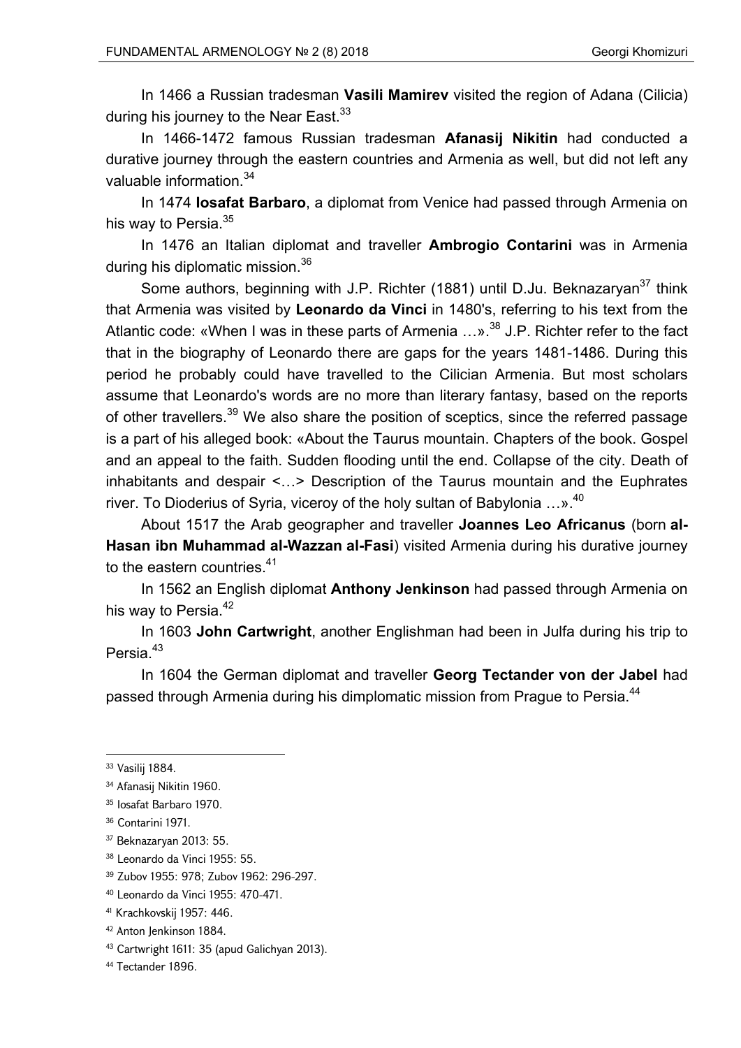In 1466 a Russian tradesman **Vasili Mamirev** visited the region of Adana (Cilicia) during his journey to the Near East.[33]

In 1466-1472 famous Russian tradesman **Afanasij Nikitin** had conducted a durative journey through the eastern countries and Armenia as well, but did not left any valuable information.[34]

In 1474 **Iosafat Barbaro**, a diplomat from Venice had passed through Armenia on his way to Persia.[35]

In 1476 an Italian diplomat and traveller **Ambrogio Contarini** was in Armenia during his diplomatic mission.[36]

Some authors, beginning with J.P. Richter (1881) until D.Ju. Beknazaryan[37] think that Armenia was visited by **Leonardo da Vinci** in 1480's, referring to his text from the Atlantic code: «When I was in these parts of Armenia …».[38] J.P. Richter refer to the fact that in the biography of Leonardo there are gaps for the years 1481-1486. During this period he probably could have travelled to the Cilician Armenia. But most scholars assume that Leonardo's words are no more than literary fantasy, based on the reports of other travellers.[39] We also share the position of sceptics, since the referred passage is a part of his alleged book: «About the Taurus mountain. Chapters of the book. Gospel and an appeal to the faith. Sudden flooding until the end. Collapse of the city. Death of inhabitants and despair <…> Description of the Taurus mountain and the Euphrates river. To Dioderius of Syria, viceroy of the holy sultan of Babylonia …».[40]

About 1517 the Arab geographer and traveller **Joannes Leo Africanus** (born **al-Hasan ibn Muhammad al-Wazzan al-Fasi**) visited Armenia during his durative journey to the eastern countries.[41]

In 1562 an English diplomat **Anthony Jenkinson** had passed through Armenia on his way to Persia.[42]

In 1603 **John Cartwright**, another Englishman had been in Julfa during his trip to Persia.[43]

In 1604 the German diplomat and traveller **Georg Tectander von der Jabel** had passed through Armenia during his dimplomatic mission from Prague to Persia.[44]

---

[33] Vasilij 1884.

[34] Afanasij Nikitin 1960.

[35] Iosafat Barbaro 1970.

[36] Contarini 1971.

[37] Beknazaryan 2013: 55.

[38] Leonardo da Vinci 1955: 55.

[39] Zubov 1955: 978; Zubov 1962: 296-297.

[40] Leonardo da Vinci 1955: 470-471.

[41] Krachkovskij 1957: 446.

[42] Anton Jenkinson 1884.

[43] Cartwright 1611: 35 (apud Galichyan 2013).

[44] Tectander 1896.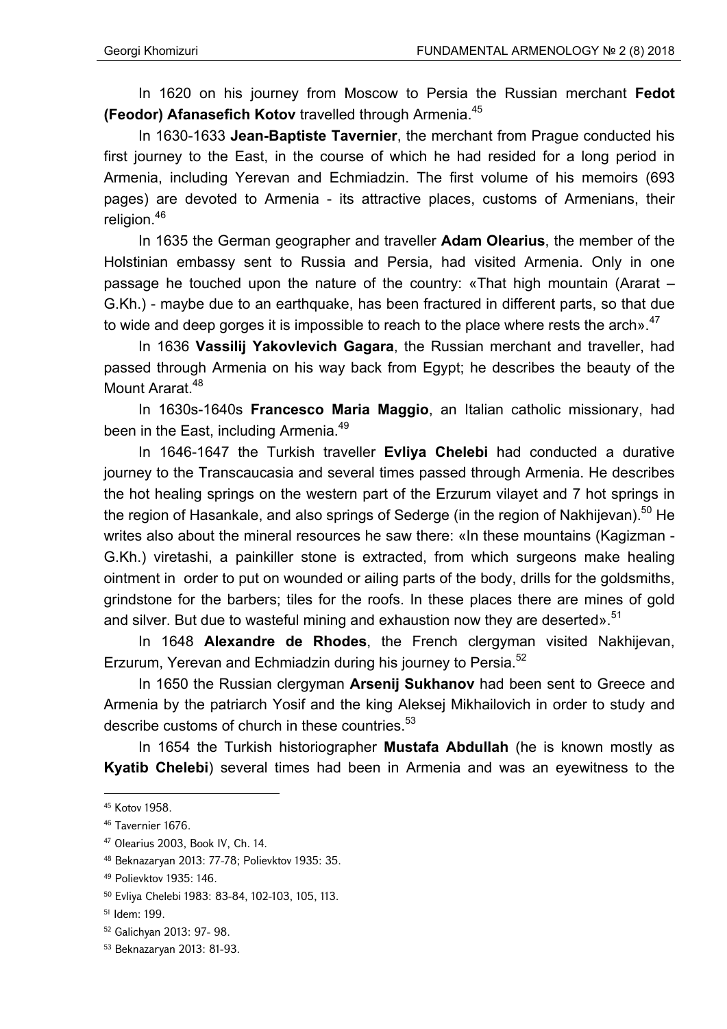In 1620 on his journey from Moscow to Persia the Russian merchant **Fedot (Feodor) Afanasefich Kotov** travelled through Armenia.[45]

In 1630-1633 **Jean-Baptiste Tavernier**, the merchant from Prague conducted his first journey to the East, in the course of which he had resided for a long period in Armenia, including Yerevan and Echmiadzin. The first volume of his memoirs (693 pages) are devoted to Armenia - its attractive places, customs of Armenians, their religion.[46]

In 1635 the German geographer and traveller **Adam Olearius**, the member of the Holstinian embassy sent to Russia and Persia, had visited Armenia. Only in one passage he touched upon the nature of the country: «That high mountain (Ararat – G.Kh.) - maybe due to an earthquake, has been fractured in different parts, so that due to wide and deep gorges it is impossible to reach to the place where rests the arch».[47]

In 1636 **Vassilij Yakovlevich Gagara**, the Russian merchant and traveller, had passed through Armenia on his way back from Egypt; he describes the beauty of the Mount Ararat.[48]

In 1630s-1640s **Francesco Maria Maggio**, an Italian catholic missionary, had been in the East, including Armenia.[49]

In 1646-1647 the Turkish traveller **Evliya Chelebi** had conducted a durative journey to the Transcaucasia and several times passed through Armenia. He describes the hot healing springs on the western part of the Erzurum vilayet and 7 hot springs in the region of Hasankale, and also springs of Sederge (in the region of Nakhijevan).[50] He writes also about the mineral resources he saw there: «In these mountains (Kagizman - G.Kh.) viretashi, a painkiller stone is extracted, from which surgeons make healing ointment in order to put on wounded or ailing parts of the body, drills for the goldsmiths, grindstone for the barbers; tiles for the roofs. In these places there are mines of gold and silver. But due to wasteful mining and exhaustion now they are deserted».[51]

In 1648 **Alexandre de Rhodes**, the French clergyman visited Nakhijevan, Erzurum, Yerevan and Echmiadzin during his journey to Persia.[52]

In 1650 the Russian clergyman **Arsenij Sukhanov** had been sent to Greece and Armenia by the patriarch Yosif and the king Aleksej Mikhailovich in order to study and describe customs of church in these countries.[53]

In 1654 the Turkish historiographer **Mustafa Abdullah** (he is known mostly as **Kyatib Chelebi**) several times had been in Armenia and was an eyewitness to the

---

[45] Kotov 1958.

[46] Tavernier 1676.

[47] Olearius 2003, Book IV, Ch. 14.

[48] Beknazaryan 2013: 77-78; Polievktov 1935: 35.

[49] Polievktov 1935: 146.

[50] Evliya Chelebi 1983: 83-84, 102-103, 105, 113.

[51] Idem: 199.

[52] Galichyan 2013: 97- 98.

[53] Beknazaryan 2013: 81-93.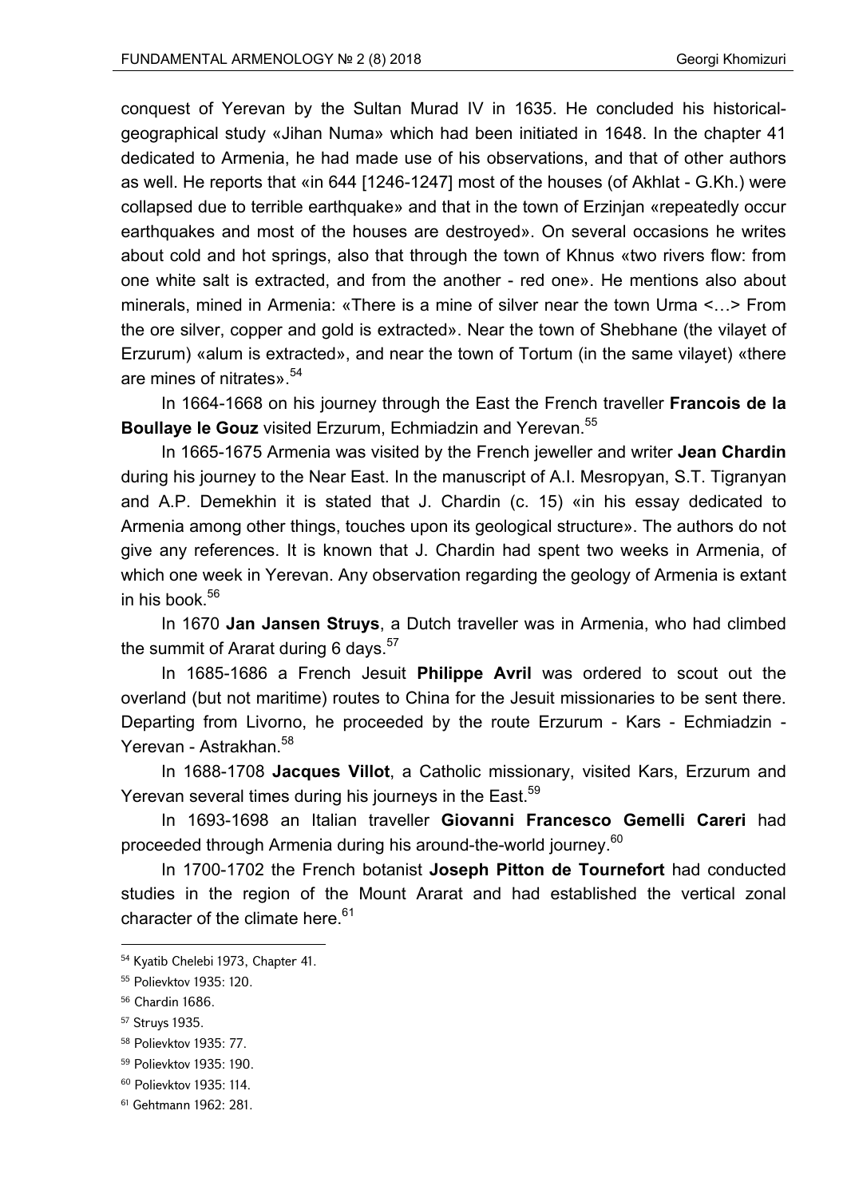conquest of Yerevan by the Sultan Murad IV in 1635. He concluded his historical-geographical study «Jihan Numa» which had been initiated in 1648. In the chapter 41 dedicated to Armenia, he had made use of his observations, and that of other authors as well. He reports that «in 644 [1246-1247] most of the houses (of Akhlat - G.Kh.) were collapsed due to terrible earthquake» and that in the town of Erzinjan «repeatedly occur earthquakes and most of the houses are destroyed». On several occasions he writes about cold and hot springs, also that through the town of Khnus «two rivers flow: from one white salt is extracted, and from the another - red one». He mentions also about minerals, mined in Armenia: «There is a mine of silver near the town Urma <…> From the ore silver, copper and gold is extracted». Near the town of Shebhane (the vilayet of Erzurum) «alum is extracted», and near the town of Tortum (in the same vilayet) «there are mines of nitrates».[54]

In 1664-1668 on his journey through the East the French traveller **Francois de la Boullaye le Gouz** visited Erzurum, Echmiadzin and Yerevan.[55]

In 1665-1675 Armenia was visited by the French jeweller and writer **Jean Chardin** during his journey to the Near East. In the manuscript of A.I. Mesropyan, S.T. Tigranyan and A.P. Demekhin it is stated that J. Chardin (c. 15) «in his essay dedicated to Armenia among other things, touches upon its geological structure». The authors do not give any references. It is known that J. Chardin had spent two weeks in Armenia, of which one week in Yerevan. Any observation regarding the geology of Armenia is extant in his book.[56]

In 1670 **Jan Jansen Struys**, a Dutch traveller was in Armenia, who had climbed the summit of Ararat during 6 days.[57]

In 1685-1686 a French Jesuit **Philippe Avril** was ordered to scout out the overland (but not maritime) routes to China for the Jesuit missionaries to be sent there. Departing from Livorno, he proceeded by the route Erzurum - Kars - Echmiadzin - Yerevan - Astrakhan.[58]

In 1688-1708 **Jacques Villot**, a Catholic missionary, visited Kars, Erzurum and Yerevan several times during his journeys in the East.[59]

In 1693-1698 an Italian traveller **Giovanni Francesco Gemelli Careri** had proceeded through Armenia during his around-the-world journey.[60]

In 1700-1702 the French botanist **Joseph Pitton de Tournefort** had conducted studies in the region of the Mount Ararat and had established the vertical zonal character of the climate here.[61]

---

[54] Kyatib Chelebi 1973, Chapter 41.
[55] Polievktov 1935: 120.
[56] Chardin 1686.
[57] Struys 1935.
[58] Polievktov 1935: 77.
[59] Polievktov 1935: 190.
[60] Polievktov 1935: 114.
[61] Gehtmann 1962: 281.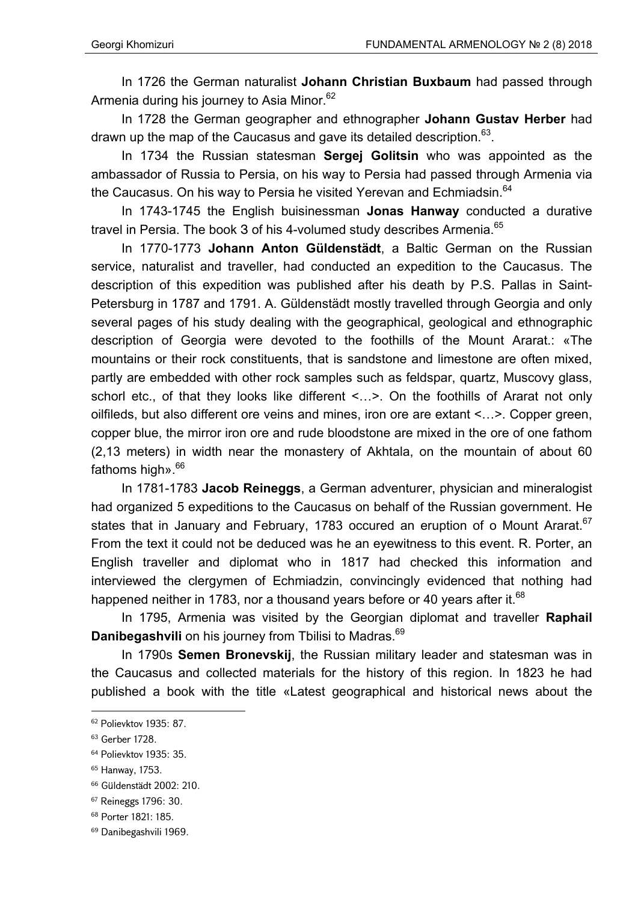In 1726 the German naturalist **Johann Christian Buxbaum** had passed through Armenia during his journey to Asia Minor.[62]

In 1728 the German geographer and ethnographer **Johann Gustav Herber** had drawn up the map of the Caucasus and gave its detailed description.[63].

In 1734 the Russian statesman **Sergej Golitsin** who was appointed as the ambassador of Russia to Persia, on his way to Persia had passed through Armenia via the Caucasus. On his way to Persia he visited Yerevan and Echmiadsin.[64]

In 1743-1745 the English buisinessman **Jonas Hanway** conducted a durative travel in Persia. The book 3 of his 4-volumed study describes Armenia.[65]

In 1770-1773 **Johann Anton Güldenstädt**, a Baltic German on the Russian service, naturalist and traveller, had conducted an expedition to the Caucasus. The description of this expedition was published after his death by P.S. Pallas in Saint-Petersburg in 1787 and 1791. A. Güldenstädt mostly travelled through Georgia and only several pages of his study dealing with the geographical, geological and ethnographic description of Georgia were devoted to the foothills of the Mount Ararat.: «The mountains or their rock constituents, that is sandstone and limestone are often mixed, partly are embedded with other rock samples such as feldspar, quartz, Muscovy glass, schorl etc., of that they looks like different <…>. On the foothills of Ararat not only oilfileds, but also different ore veins and mines, iron ore are extant <…>. Copper green, copper blue, the mirror iron ore and rude bloodstone are mixed in the ore of one fathom (2,13 meters) in width near the monastery of Akhtala, on the mountain of about 60 fathoms high».[66]

In 1781-1783 **Jacob Reineggs**, a German adventurer, physician and mineralogist had organized 5 expeditions to the Caucasus on behalf of the Russian government. He states that in January and February, 1783 occured an eruption of o Mount Ararat.[67] From the text it could not be deduced was he an eyewitness to this event. R. Porter, an English traveller and diplomat who in 1817 had checked this information and interviewed the clergymen of Echmiadzin, convincingly evidenced that nothing had happened neither in 1783, nor a thousand years before or 40 years after it.[68]

In 1795, Armenia was visited by the Georgian diplomat and traveller **Raphail Danibegashvili** on his journey from Tbilisi to Madras.[69]

In 1790s **Semen Bronevskij**, the Russian military leader and statesman was in the Caucasus and collected materials for the history of this region. In 1823 he had published a book with the title «Latest geographical and historical news about the

---

[62] Polievktov 1935: 87.

[63] Gerber 1728.

[64] Polievktov 1935: 35.

[65] Hanway, 1753.

[66] Güldenstädt 2002: 210.

[67] Reineggs 1796: 30.

[68] Porter 1821: 185.

[69] Danibegashvili 1969.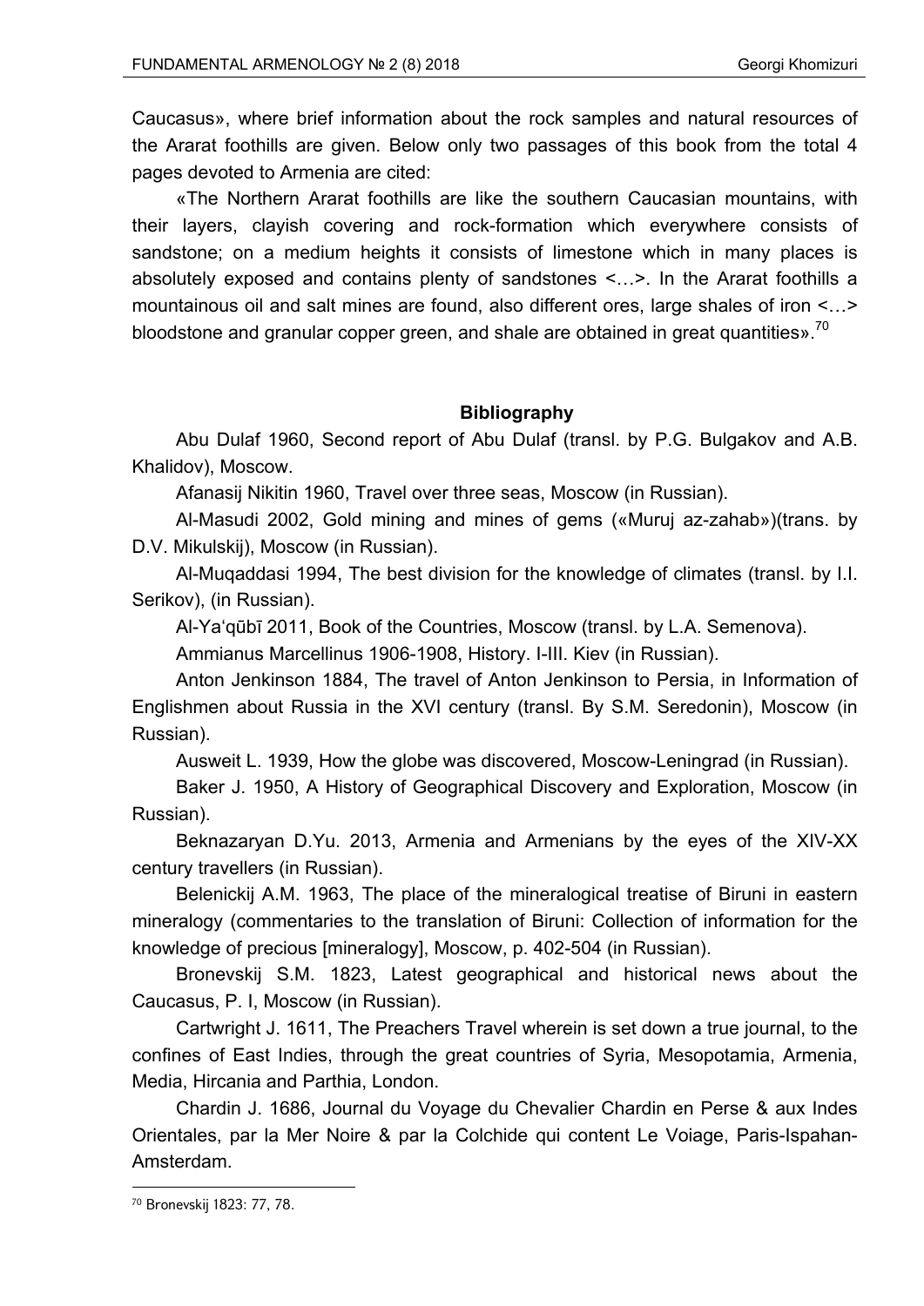Caucasus», where brief information about the rock samples and natural resources of the Ararat foothills are given. Below only two passages of this book from the total 4 pages devoted to Armenia are cited:

«The Northern Ararat foothills are like the southern Caucasian mountains, with their layers, clayish covering and rock-formation which everywhere consists of sandstone; on a medium heights it consists of limestone which in many places is absolutely exposed and contains plenty of sandstones <…>. In the Ararat foothills a mountainous oil and salt mines are found, also different ores, large shales of iron <…> bloodstone and granular copper green, and shale are obtained in great quantities».[70]

**Bibliography**

Abu Dulaf 1960, Second report of Abu Dulaf (transl. by P.G. Bulgakov and A.B. Khalidov), Moscow.

Afanasij Nikitin 1960, Travel over three seas, Moscow (in Russian).

Al-Masudi 2002, Gold mining and mines of gems («Muruj az-zahab»)(trans. by D.V. Mikulskij), Moscow (in Russian).

Al-Muqaddasi 1994, The best division for the knowledge of climates (transl. by I.I. Serikov), (in Russian).

Al-Yaʿqūbī 2011, Book of the Countries, Moscow (transl. by L.A. Semenova).

Ammianus Marcellinus 1906-1908, History. I-III. Kiev (in Russian).

Anton Jenkinson 1884, The travel of Anton Jenkinson to Persia, in Information of Englishmen about Russia in the XVI century (transl. By S.M. Seredonin), Moscow (in Russian).

Ausweit L. 1939, How the globe was discovered, Moscow-Leningrad (in Russian).

Baker J. 1950, A History of Geographical Discovery and Exploration, Moscow (in Russian).

Beknazaryan D.Yu. 2013, Armenia and Armenians by the eyes of the XIV-XX century travellers (in Russian).

Belenickij A.M. 1963, The place of the mineralogical treatise of Biruni in eastern mineralogy (commentaries to the translation of Biruni: Collection of information for the knowledge of precious [mineralogy], Moscow, p. 402-504 (in Russian).

Bronevskij S.M. 1823, Latest geographical and historical news about the Caucasus, P. I, Moscow (in Russian).

Cartwright J. 1611, The Preachers Travel wherein is set down a true journal, to the confines of East Indies, through the great countries of Syria, Mesopotamia, Armenia, Media, Hircania and Parthia, London.

Chardin J. 1686, Journal du Voyage du Chevalier Chardin en Perse & aux Indes Orientales, par la Mer Noire & par la Colchide qui content Le Voiage, Paris-Ispahan-Amsterdam.

---

[70] Bronevskij 1823: 77, 78.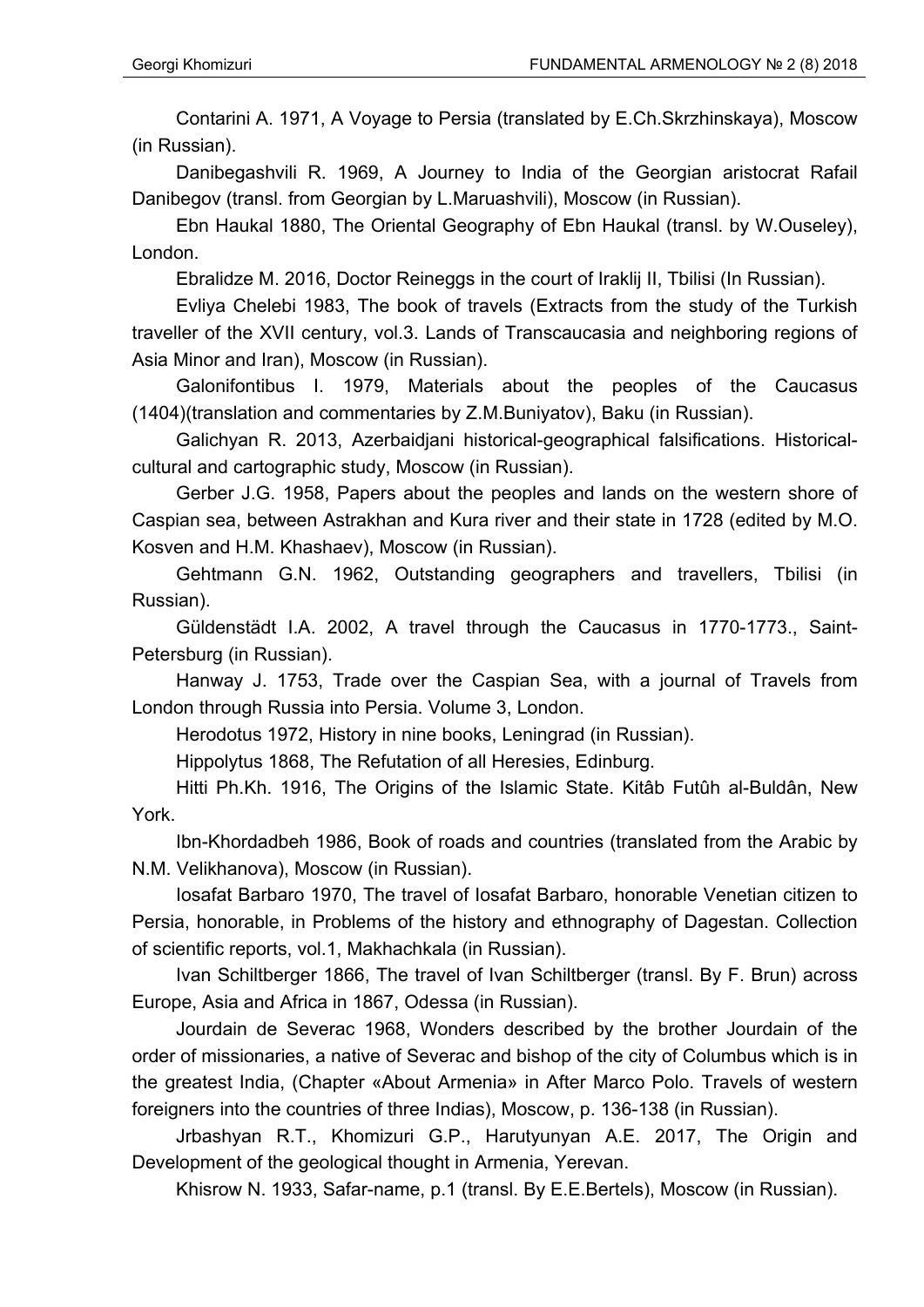Contarini A. 1971, A Voyage to Persia (translated by E.Ch.Skrzhinskaya), Moscow (in Russian).

Danibegashvili R. 1969, A Journey to India of the Georgian aristocrat Rafail Danibegov (transl. from Georgian by L.Maruashvili), Moscow (in Russian).

Ebn Haukal 1880, The Oriental Geography of Ebn Haukal (transl. by W.Ouseley), London.

Ebralidze M. 2016, Doctor Reineggs in the court of Iraklij II, Tbilisi (In Russian).

Evliya Chelebi 1983, The book of travels (Extracts from the study of the Turkish traveller of the XVII century, vol.3. Lands of Transcaucasia and neighboring regions of Asia Minor and Iran), Moscow (in Russian).

Galonifontibus I. 1979, Materials about the peoples of the Caucasus (1404)(translation and commentaries by Z.M.Buniyatov), Baku (in Russian).

Galichyan R. 2013, Azerbaidjani historical-geographical falsifications. Historical-cultural and cartographic study, Moscow (in Russian).

Gerber J.G. 1958, Papers about the peoples and lands on the western shore of Caspian sea, between Astrakhan and Kura river and their state in 1728 (edited by M.O. Kosven and H.M. Khashaev), Moscow (in Russian).

Gehtmann G.N. 1962, Outstanding geographers and travellers, Tbilisi (in Russian).

Güldenstädt I.A. 2002, A travel through the Caucasus in 1770-1773., Saint-Petersburg (in Russian).

Hanway J. 1753, Trade over the Caspian Sea, with a journal of Travels from London through Russia into Persia. Volume 3, London.

Herodotus 1972, History in nine books, Leningrad (in Russian).

Hippolytus 1868, The Refutation of all Heresies, Edinburg.

Hitti Ph.Kh. 1916, The Origins of the Islamic State. Kitâb Futûh al-Buldân, New York.

Ibn-Khordadbeh 1986, Book of roads and countries (translated from the Arabic by N.M. Velikhanova), Moscow (in Russian).

Iosafat Barbaro 1970, The travel of Iosafat Barbaro, honorable Venetian citizen to Persia, honorable, in Problems of the history and ethnography of Dagestan. Collection of scientific reports, vol.1, Makhachkala (in Russian).

Ivan Schiltberger 1866, The travel of Ivan Schiltberger (transl. By F. Brun) across Europe, Asia and Africa in 1867, Odessa (in Russian).

Jourdain de Severac 1968, Wonders described by the brother Jourdain of the order of missionaries, a native of Severac and bishop of the city of Columbus which is in the greatest India, (Chapter «About Armenia» in After Marco Polo. Travels of western foreigners into the countries of three Indias), Moscow, p. 136-138 (in Russian).

Jrbashyan R.T., Khomizuri G.P., Harutyunyan A.E. 2017, The Origin and Development of the geological thought in Armenia, Yerevan.

Khisrow N. 1933, Safar-name, p.1 (transl. By E.E.Bertels), Moscow (in Russian).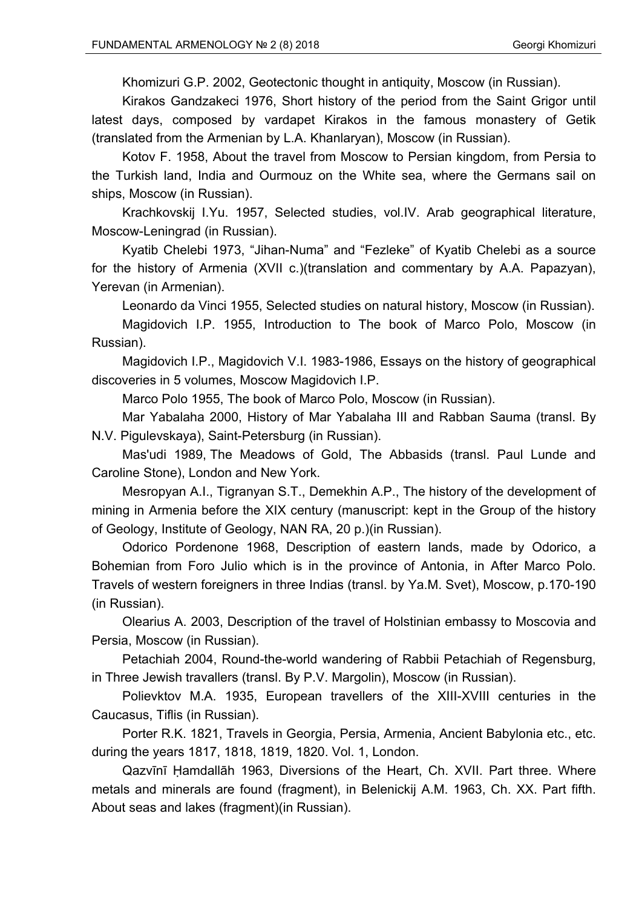Khomizuri G.P. 2002, Geotectonic thought in antiquity, Moscow (in Russian).

Kirakos Gandzakeci 1976, Short history of the period from the Saint Grigor until latest days, composed by vardapet Kirakos in the famous monastery of Getik (translated from the Armenian by L.A. Khanlaryan), Moscow (in Russian).

Kotov F. 1958, About the travel from Moscow to Persian kingdom, from Persia to the Turkish land, India and Ourmouz on the White sea, where the Germans sail on ships, Moscow (in Russian).

Krachkovskij I.Yu. 1957, Selected studies, vol.IV. Arab geographical literature, Moscow-Leningrad (in Russian).

Kyatib Chelebi 1973, “Jihan-Numa” and “Fezleke” of Kyatib Chelebi as a source for the history of Armenia (XVII c.)(translation and commentary by A.A. Papazyan), Yerevan (in Armenian).

Leonardo da Vinci 1955, Selected studies on natural history, Moscow (in Russian).

Magidovich I.P. 1955, Introduction to The book of Marco Polo, Moscow (in Russian).

Magidovich I.P., Magidovich V.I. 1983-1986, Essays on the history of geographical discoveries in 5 volumes, Moscow Magidovich I.P.

Marco Polo 1955, The book of Marco Polo, Moscow (in Russian).

Mar Yabalaha 2000, History of Mar Yabalaha III and Rabban Sauma (transl. By N.V. Pigulevskaya), Saint-Petersburg (in Russian).

Mas'udi 1989, The Meadows of Gold, The Abbasids (transl. Paul Lunde and Caroline Stone), London and New York.

Mesropyan A.I., Tigranyan S.T., Demekhin A.P., The history of the development of mining in Armenia before the XIX century (manuscript: kept in the Group of the history of Geology, Institute of Geology, NAN RA, 20 p.)(in Russian).

Odorico Pordenone 1968, Description of eastern lands, made by Odorico, a Bohemian from Foro Julio which is in the province of Antonia, in After Marco Polo. Travels of western foreigners in three Indias (transl. by Ya.M. Svet), Moscow, p.170-190 (in Russian).

Olearius A. 2003, Description of the travel of Holstinian embassy to Moscovia and Persia, Moscow (in Russian).

Petachiah 2004, Round-the-world wandering of Rabbii Petachiah of Regensburg, in Three Jewish travallers (transl. By P.V. Margolin), Moscow (in Russian).

Polievktov M.A. 1935, European travellers of the XIII-XVIII centuries in the Caucasus, Tiflis (in Russian).

Porter R.K. 1821, Travels in Georgia, Persia, Armenia, Ancient Babylonia etc., etc. during the years 1817, 1818, 1819, 1820. Vol. 1, London.

Qazvīnī Ḥamdallāh 1963, Diversions of the Heart, Ch. XVII. Part three. Where metals and minerals are found (fragment), in Belenickij A.M. 1963, Ch. XX. Part fifth. About seas and lakes (fragment)(in Russian).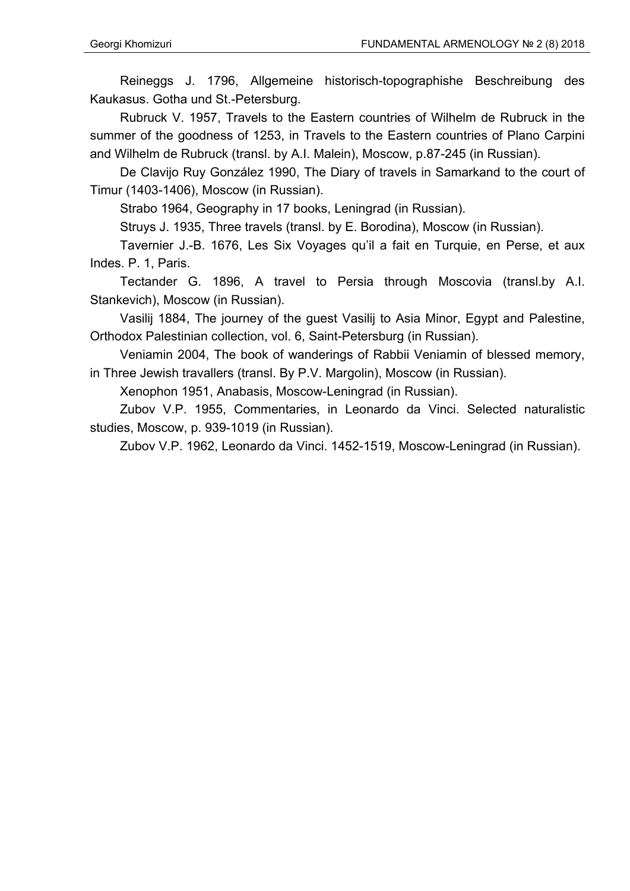Reineggs J. 1796, Allgemeine historisch-topographishe Beschreibung des Kaukasus. Gotha und St.-Petersburg.

Rubruck V. 1957, Travels to the Eastern countries of Wilhelm de Rubruck in the summer of the goodness of 1253, in Travels to the Eastern countries of Plano Carpini and Wilhelm de Rubruck (transl. by A.I. Malein), Moscow, p.87-245 (in Russian).

De Clavijo Ruy González 1990, The Diary of travels in Samarkand to the court of Timur (1403-1406), Moscow (in Russian).

Strabo 1964, Geography in 17 books, Leningrad (in Russian).

Struys J. 1935, Three travels (transl. by E. Borodina), Moscow (in Russian).

Tavernier J.-B. 1676, Les Six Voyages qu'il a fait en Turquie, en Perse, et aux Indes. P. 1, Paris.

Tectander G. 1896, A travel to Persia through Moscovia (transl.by A.I. Stankevich), Moscow (in Russian).

Vasilij 1884, The journey of the guest Vasilij to Asia Minor, Egypt and Palestine, Orthodox Palestinian collection, vol. 6, Saint-Petersburg (in Russian).

Veniamin 2004, The book of wanderings of Rabbii Veniamin of blessed memory, in Three Jewish travallers (transl. By P.V. Margolin), Moscow (in Russian).

Xenophon 1951, Anabasis, Moscow-Leningrad (in Russian).

Zubov V.P. 1955, Commentaries, in Leonardo da Vinci. Selected naturalistic studies, Moscow, p. 939-1019 (in Russian).

Zubov V.P. 1962, Leonardo da Vinci. 1452-1519, Moscow-Leningrad (in Russian).